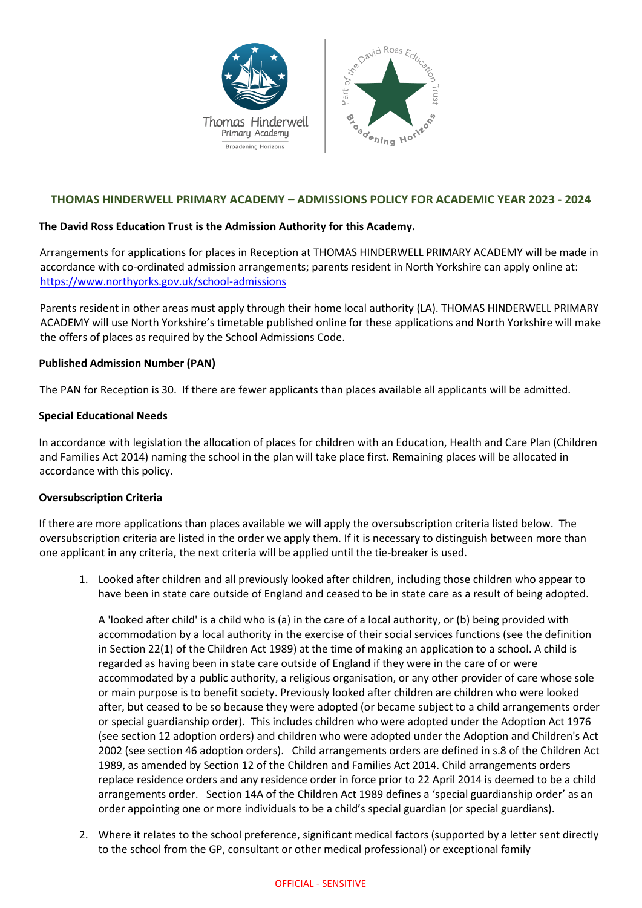# THOMAS HINDERWELL PRIMARY ACADEMY – ADMISSIONS POLICY FOR ACADEMIC YEAR 2023 - 2024

**The David Ross Education Trust is the Admission Authority for this Academy.**

Arrangements for applications for places in Reception at THOMAS HINDERWELL PRIMARY ACADEMY will be made in accordance with co-ordinated admission arrangements; parents resident in North Yorkshire can apply online at: https://www.northyorks.gov.uk/school-admissions

Parents resident in other areas must apply through their home local authority (LA). THOMAS HINDERWELL PRIMARY ACADEMY will use North Yorkshire's timetable published online for these applications and North Yorkshire will make the offers of places as required by the School Admissions Code.

**Published Admission Number (PAN)**

The PAN for Reception is 30. If there are fewer applicants than places available all applicants will be admitted.

**Special Educational Needs**

In accordance with legislation the allocation of places for children with an Education, Health and Care Plan (Children and Families Act 2014) naming the school in the plan will take place first. Remaining places will be allocated in accordance with this policy.

**Oversubscription Criteria**

If there are more applications than places available we will apply the oversubscription criteria listed below. The oversubscription criteria are listed in the order we apply them. If it is necessary to distinguish between more than one applicant in any criteria, the next criteria will be applied until the tie-breaker is used.

1. Looked after children and all previously looked after children, including those children who appear to have been in state care outside of England and ceased to be in state care as a result of being adopted.

   A 'looked after child' is a child who is (a) in the care of a local authority, or (b) being provided with accommodation by a local authority in the exercise of their social services functions (see the definition in Section 22(1) of the Children Act 1989) at the time of making an application to a school. A child is regarded as having been in state care outside of England if they were in the care of or were accommodated by a public authority, a religious organisation, or any other provider of care whose sole or main purpose is to benefit society. Previously looked after children are children who were looked after, but ceased to be so because they were adopted (or became subject to a child arrangements order or special guardianship order). This includes children who were adopted under the Adoption Act 1976 (see section 12 adoption orders) and children who were adopted under the Adoption and Children's Act 2002 (see section 46 adoption orders). Child arrangements orders are defined in s.8 of the Children Act 1989, as amended by Section 12 of the Children and Families Act 2014. Child arrangements orders replace residence orders and any residence order in force prior to 22 April 2014 is deemed to be a child arrangements order. Section 14A of the Children Act 1989 defines a 'special guardianship order' as an order appointing one or more individuals to be a child's special guardian (or special guardians).

2. Where it relates to the school preference, significant medical factors (supported by a letter sent directly to the school from the GP, consultant or other medical professional) or exceptional family

OFFICIAL - SENSITIVE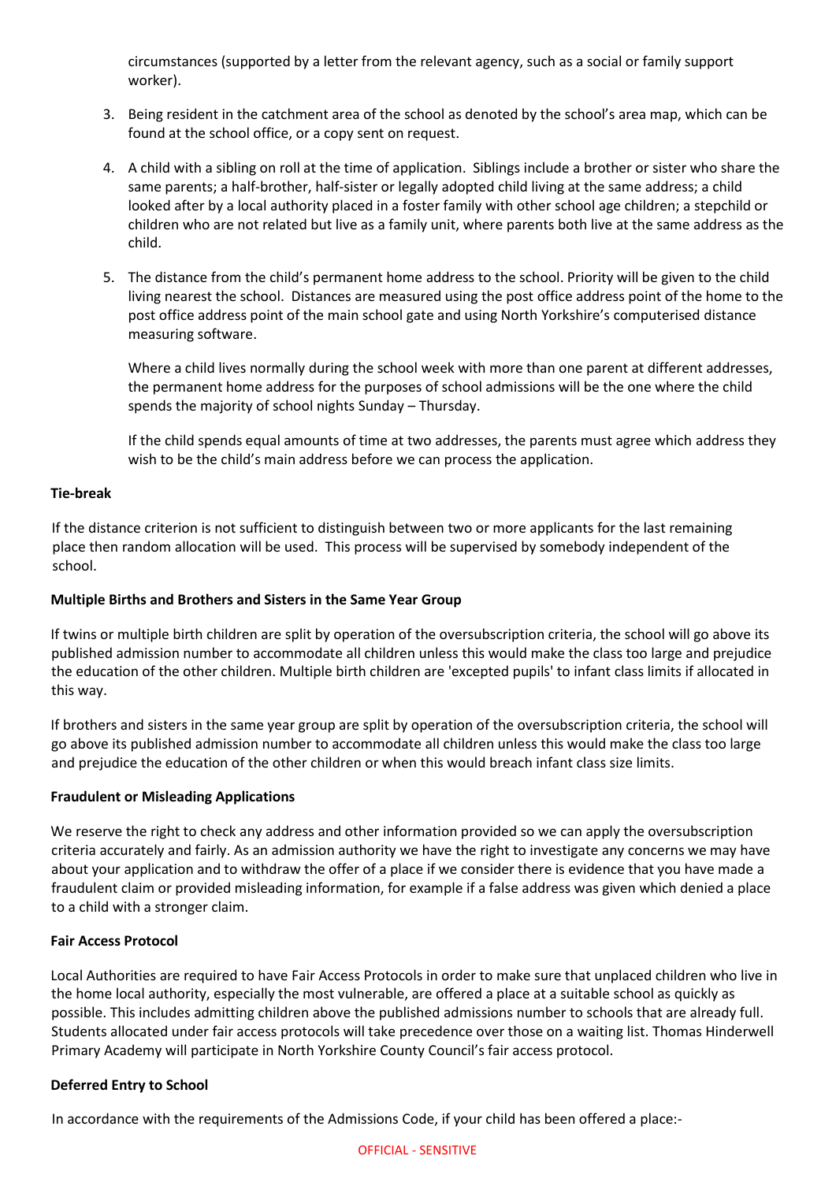circumstances (supported by a letter from the relevant agency, such as a social or family support worker).

3. Being resident in the catchment area of the school as denoted by the school's area map, which can be found at the school office, or a copy sent on request.

4. A child with a sibling on roll at the time of application. Siblings include a brother or sister who share the same parents; a half-brother, half-sister or legally adopted child living at the same address; a child looked after by a local authority placed in a foster family with other school age children; a stepchild or children who are not related but live as a family unit, where parents both live at the same address as the child.

5. The distance from the child's permanent home address to the school. Priority will be given to the child living nearest the school. Distances are measured using the post office address point of the home to the post office address point of the main school gate and using North Yorkshire's computerised distance measuring software.

   Where a child lives normally during the school week with more than one parent at different addresses, the permanent home address for the purposes of school admissions will be the one where the child spends the majority of school nights Sunday – Thursday.

   If the child spends equal amounts of time at two addresses, the parents must agree which address they wish to be the child's main address before we can process the application.

**Tie-break**

If the distance criterion is not sufficient to distinguish between two or more applicants for the last remaining place then random allocation will be used. This process will be supervised by somebody independent of the school.

**Multiple Births and Brothers and Sisters in the Same Year Group**

If twins or multiple birth children are split by operation of the oversubscription criteria, the school will go above its published admission number to accommodate all children unless this would make the class too large and prejudice the education of the other children. Multiple birth children are 'excepted pupils' to infant class limits if allocated in this way.

If brothers and sisters in the same year group are split by operation of the oversubscription criteria, the school will go above its published admission number to accommodate all children unless this would make the class too large and prejudice the education of the other children or when this would breach infant class size limits.

**Fraudulent or Misleading Applications**

We reserve the right to check any address and other information provided so we can apply the oversubscription criteria accurately and fairly. As an admission authority we have the right to investigate any concerns we may have about your application and to withdraw the offer of a place if we consider there is evidence that you have made a fraudulent claim or provided misleading information, for example if a false address was given which denied a place to a child with a stronger claim.

**Fair Access Protocol**

Local Authorities are required to have Fair Access Protocols in order to make sure that unplaced children who live in the home local authority, especially the most vulnerable, are offered a place at a suitable school as quickly as possible. This includes admitting children above the published admissions number to schools that are already full. Students allocated under fair access protocols will take precedence over those on a waiting list. Thomas Hinderwell Primary Academy will participate in North Yorkshire County Council's fair access protocol.

**Deferred Entry to School**

In accordance with the requirements of the Admissions Code, if your child has been offered a place:-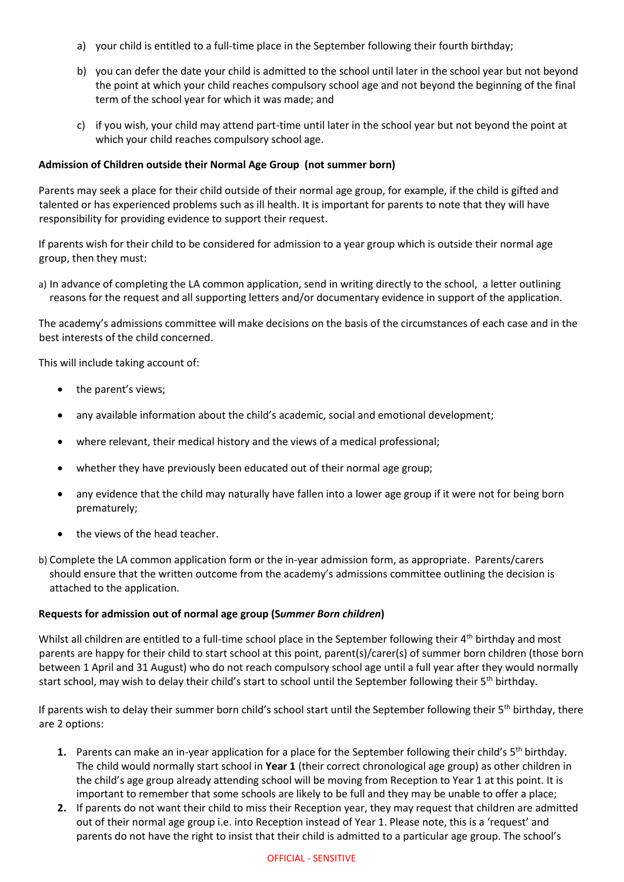a) your child is entitled to a full-time place in the September following their fourth birthday;

b) you can defer the date your child is admitted to the school until later in the school year but not beyond the point at which your child reaches compulsory school age and not beyond the beginning of the final term of the school year for which it was made; and

c) if you wish, your child may attend part-time until later in the school year but not beyond the point at which your child reaches compulsory school age.

**Admission of Children outside their Normal Age Group (not summer born)**

Parents may seek a place for their child outside of their normal age group, for example, if the child is gifted and talented or has experienced problems such as ill health. It is important for parents to note that they will have responsibility for providing evidence to support their request.

If parents wish for their child to be considered for admission to a year group which is outside their normal age group, then they must:

a) In advance of completing the LA common application, send in writing directly to the school, a letter outlining reasons for the request and all supporting letters and/or documentary evidence in support of the application.

The academy's admissions committee will make decisions on the basis of the circumstances of each case and in the best interests of the child concerned.

This will include taking account of:

- the parent's views;
- any available information about the child's academic, social and emotional development;
- where relevant, their medical history and the views of a medical professional;
- whether they have previously been educated out of their normal age group;
- any evidence that the child may naturally have fallen into a lower age group if it were not for being born prematurely;
- the views of the head teacher.

b) Complete the LA common application form or the in-year admission form, as appropriate. Parents/carers should ensure that the written outcome from the academy's admissions committee outlining the decision is attached to the application.

**Requests for admission out of normal age group (S*ummer Born children*)**

Whilst all children are entitled to a full-time school place in the September following their 4th birthday and most parents are happy for their child to start school at this point, parent(s)/carer(s) of summer born children (those born between 1 April and 31 August) who do not reach compulsory school age until a full year after they would normally start school, may wish to delay their child's start to school until the September following their 5th birthday.

If parents wish to delay their summer born child's school start until the September following their 5th birthday, there are 2 options:

1. Parents can make an in-year application for a place for the September following their child's 5th birthday. The child would normally start school in **Year 1** (their correct chronological age group) as other children in the child's age group already attending school will be moving from Reception to Year 1 at this point. It is important to remember that some schools are likely to be full and they may be unable to offer a place;
2. If parents do not want their child to miss their Reception year, they may request that children are admitted out of their normal age group i.e. into Reception instead of Year 1. Please note, this is a 'request' and parents do not have the right to insist that their child is admitted to a particular age group. The school's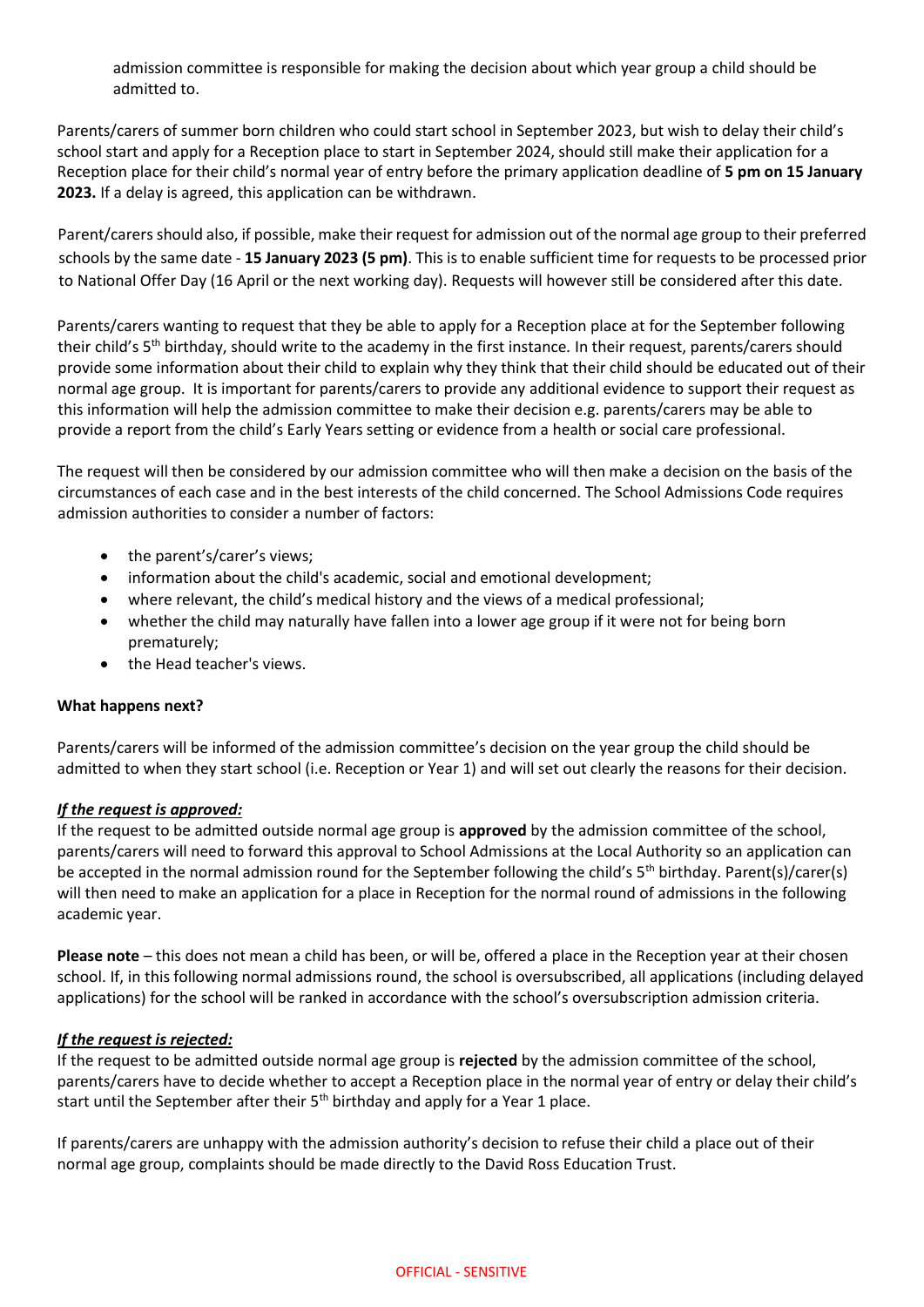admission committee is responsible for making the decision about which year group a child should be admitted to.

Parents/carers of summer born children who could start school in September 2023, but wish to delay their child's school start and apply for a Reception place to start in September 2024, should still make their application for a Reception place for their child's normal year of entry before the primary application deadline of **5 pm on 15 January 2023.** If a delay is agreed, this application can be withdrawn.

Parent/carers should also, if possible, make their request for admission out of the normal age group to their preferred schools by the same date - **15 January 2023 (5 pm)**. This is to enable sufficient time for requests to be processed prior to National Offer Day (16 April or the next working day). Requests will however still be considered after this date.

Parents/carers wanting to request that they be able to apply for a Reception place at for the September following their child's 5th birthday, should write to the academy in the first instance. In their request, parents/carers should provide some information about their child to explain why they think that their child should be educated out of their normal age group. It is important for parents/carers to provide any additional evidence to support their request as this information will help the admission committee to make their decision e.g. parents/carers may be able to provide a report from the child's Early Years setting or evidence from a health or social care professional.

The request will then be considered by our admission committee who will then make a decision on the basis of the circumstances of each case and in the best interests of the child concerned. The School Admissions Code requires admission authorities to consider a number of factors:

- the parent's/carer's views;
- information about the child's academic, social and emotional development;
- where relevant, the child's medical history and the views of a medical professional;
- whether the child may naturally have fallen into a lower age group if it were not for being born prematurely;
- the Head teacher's views.

**What happens next?**

Parents/carers will be informed of the admission committee's decision on the year group the child should be admitted to when they start school (i.e. Reception or Year 1) and will set out clearly the reasons for their decision.

***If the request is approved:***

If the request to be admitted outside normal age group is **approved** by the admission committee of the school, parents/carers will need to forward this approval to School Admissions at the Local Authority so an application can be accepted in the normal admission round for the September following the child's 5th birthday. Parent(s)/carer(s) will then need to make an application for a place in Reception for the normal round of admissions in the following academic year.

**Please note** – this does not mean a child has been, or will be, offered a place in the Reception year at their chosen school. If, in this following normal admissions round, the school is oversubscribed, all applications (including delayed applications) for the school will be ranked in accordance with the school's oversubscription admission criteria.

***If the request is rejected:***

If the request to be admitted outside normal age group is **rejected** by the admission committee of the school, parents/carers have to decide whether to accept a Reception place in the normal year of entry or delay their child's start until the September after their 5th birthday and apply for a Year 1 place.

If parents/carers are unhappy with the admission authority's decision to refuse their child a place out of their normal age group, complaints should be made directly to the David Ross Education Trust.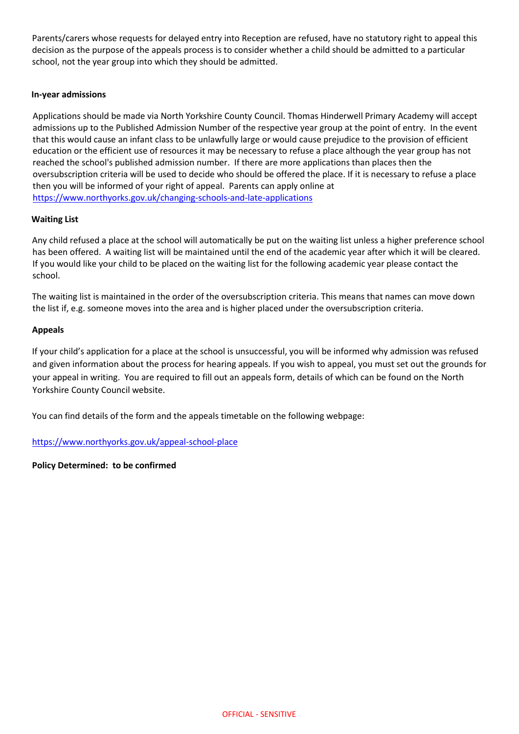Parents/carers whose requests for delayed entry into Reception are refused, have no statutory right to appeal this decision as the purpose of the appeals process is to consider whether a child should be admitted to a particular school, not the year group into which they should be admitted.

**In-year admissions**

Applications should be made via North Yorkshire County Council. Thomas Hinderwell Primary Academy will accept admissions up to the Published Admission Number of the respective year group at the point of entry. In the event that this would cause an infant class to be unlawfully large or would cause prejudice to the provision of efficient education or the efficient use of resources it may be necessary to refuse a place although the year group has not reached the school's published admission number. If there are more applications than places then the oversubscription criteria will be used to decide who should be offered the place. If it is necessary to refuse a place then you will be informed of your right of appeal. Parents can apply online at https://www.northyorks.gov.uk/changing-schools-and-late-applications

**Waiting List**

Any child refused a place at the school will automatically be put on the waiting list unless a higher preference school has been offered. A waiting list will be maintained until the end of the academic year after which it will be cleared. If you would like your child to be placed on the waiting list for the following academic year please contact the school.

The waiting list is maintained in the order of the oversubscription criteria. This means that names can move down the list if, e.g. someone moves into the area and is higher placed under the oversubscription criteria.

**Appeals**

If your child's application for a place at the school is unsuccessful, you will be informed why admission was refused and given information about the process for hearing appeals. If you wish to appeal, you must set out the grounds for your appeal in writing. You are required to fill out an appeals form, details of which can be found on the North Yorkshire County Council website.

You can find details of the form and the appeals timetable on the following webpage:

https://www.northyorks.gov.uk/appeal-school-place

**Policy Determined: to be confirmed**

OFFICIAL - SENSITIVE